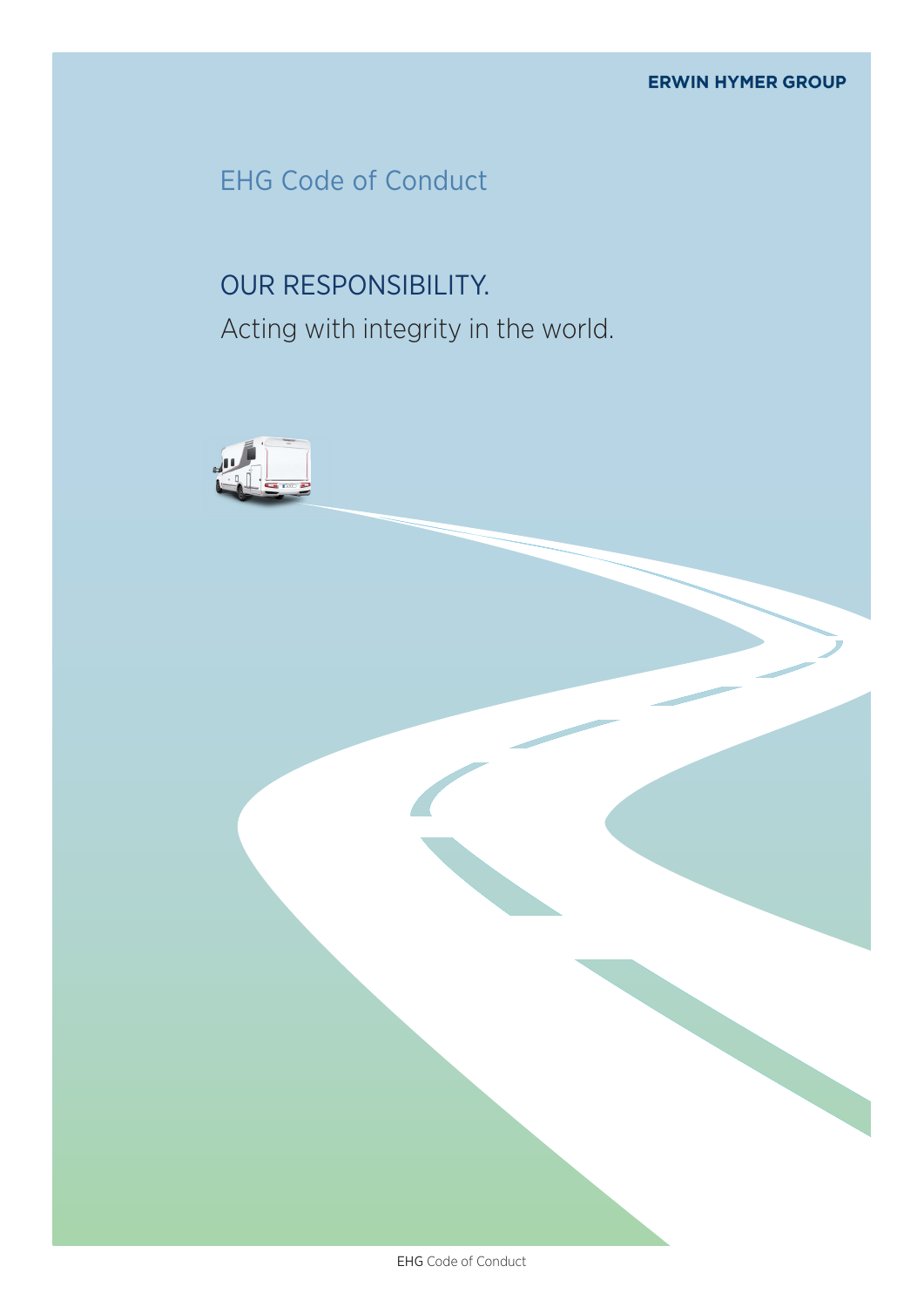ERWIN HYMER GROUP

EHG Code of Conduct

# OUR RESPONSIBILITY.

Acting with integrity in the world.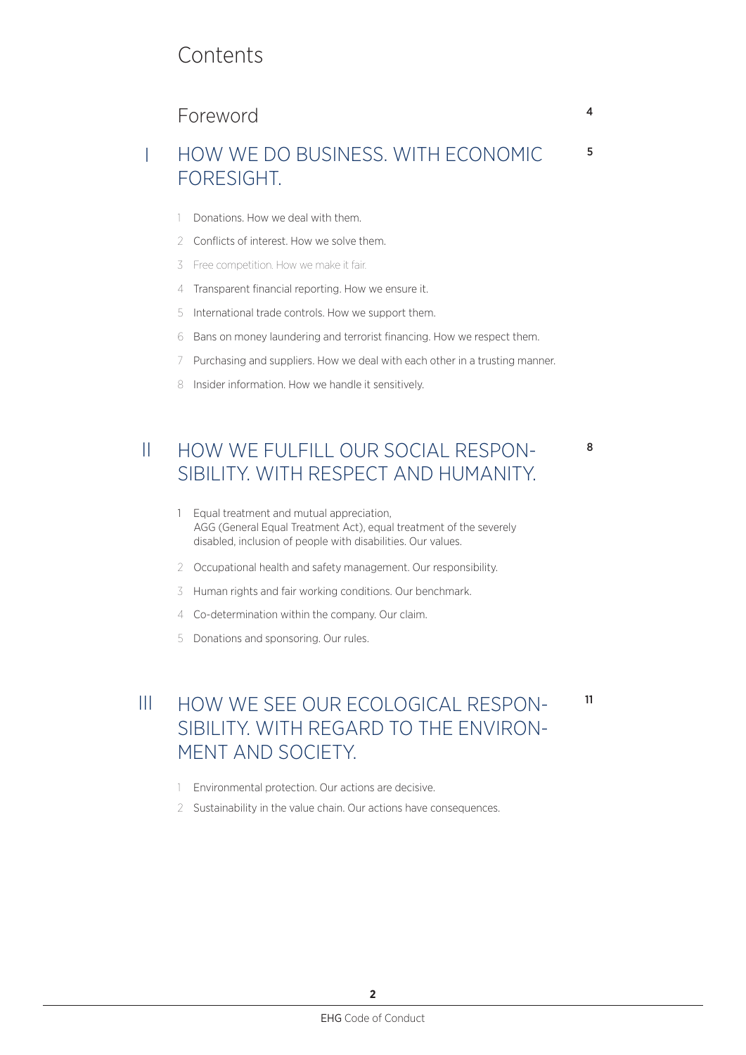# Contents

## Foreword 4

## I HOW WE DO BUSINESS. WITH ECONOMIC FORESIGHT. 5

1. Donations. How we deal with them.
2. Conflicts of interest. How we solve them.
3. Free competition. How we make it fair.
4. Transparent financial reporting. How we ensure it.
5. International trade controls. How we support them.
6. Bans on money laundering and terrorist financing. How we respect them.
7. Purchasing and suppliers. How we deal with each other in a trusting manner.
8. Insider information. How we handle it sensitively.

## II HOW WE FULFILL OUR SOCIAL RESPONSIBILITY. WITH RESPECT AND HUMANITY. 8

1. Equal treatment and mutual appreciation, AGG (General Equal Treatment Act), equal treatment of the severely disabled, inclusion of people with disabilities. Our values.
2. Occupational health and safety management. Our responsibility.
3. Human rights and fair working conditions. Our benchmark.
4. Co-determination within the company. Our claim.
5. Donations and sponsoring. Our rules.

## III HOW WE SEE OUR ECOLOGICAL RESPONSIBILITY. WITH REGARD TO THE ENVIRONMENT AND SOCIETY. 11

1. Environmental protection. Our actions are decisive.
2. Sustainability in the value chain. Our actions have consequences.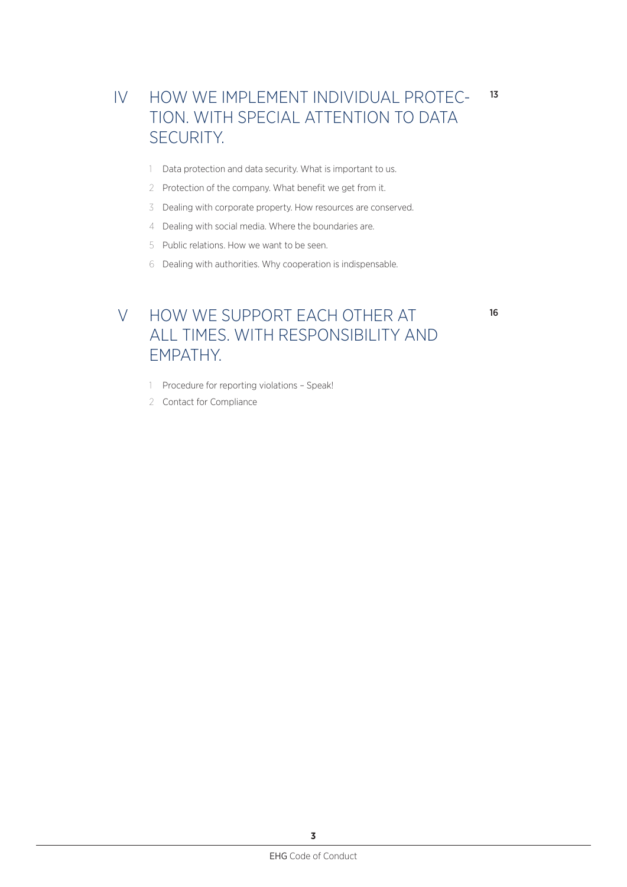## IV HOW WE IMPLEMENT INDIVIDUAL PROTECTION. WITH SPECIAL ATTENTION TO DATA SECURITY. 13

1. Data protection and data security. What is important to us.
2. Protection of the company. What benefit we get from it.
3. Dealing with corporate property. How resources are conserved.
4. Dealing with social media. Where the boundaries are.
5. Public relations. How we want to be seen.
6. Dealing with authorities. Why cooperation is indispensable.

## V HOW WE SUPPORT EACH OTHER AT ALL TIMES. WITH RESPONSIBILITY AND EMPATHY. 16

1. Procedure for reporting violations – Speak!
2. Contact for Compliance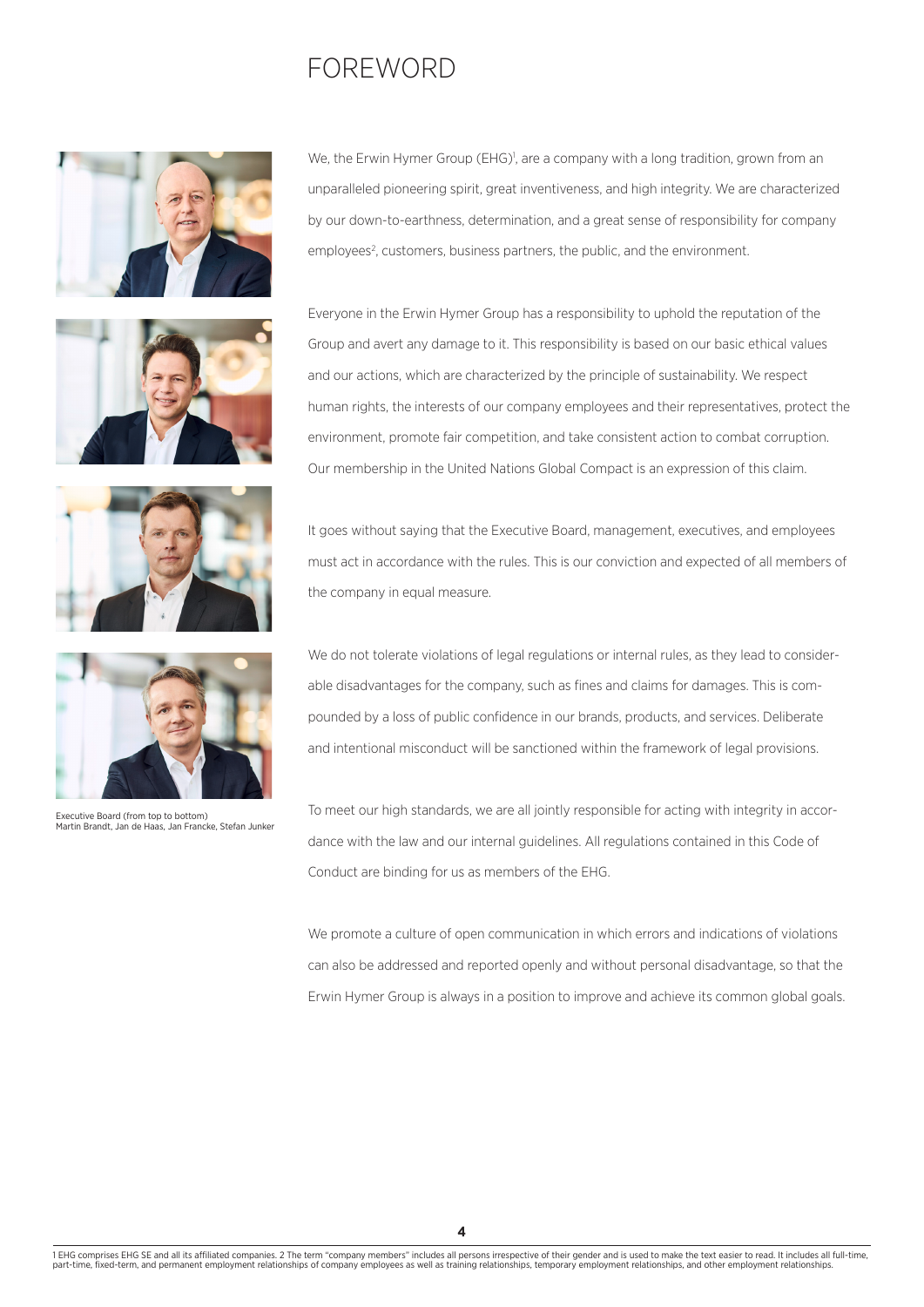# FOREWORD

Executive Board (from top to bottom)
Martin Brandt, Jan de Haas, Jan Francke, Stefan Junker

We, the Erwin Hymer Group (EHG)[1], are a company with a long tradition, grown from an unparalleled pioneering spirit, great inventiveness, and high integrity. We are characterized by our down-to-earthness, determination, and a great sense of responsibility for company employees[2], customers, business partners, the public, and the environment.

Everyone in the Erwin Hymer Group has a responsibility to uphold the reputation of the Group and avert any damage to it. This responsibility is based on our basic ethical values and our actions, which are characterized by the principle of sustainability. We respect human rights, the interests of our company employees and their representatives, protect the environment, promote fair competition, and take consistent action to combat corruption. Our membership in the United Nations Global Compact is an expression of this claim.

It goes without saying that the Executive Board, management, executives, and employees must act in accordance with the rules. This is our conviction and expected of all members of the company in equal measure.

We do not tolerate violations of legal regulations or internal rules, as they lead to considerable disadvantages for the company, such as fines and claims for damages. This is compounded by a loss of public confidence in our brands, products, and services. Deliberate and intentional misconduct will be sanctioned within the framework of legal provisions.

To meet our high standards, we are all jointly responsible for acting with integrity in accordance with the law and our internal guidelines. All regulations contained in this Code of Conduct are binding for us as members of the EHG.

We promote a culture of open communication in which errors and indications of violations can also be addressed and reported openly and without personal disadvantage, so that the Erwin Hymer Group is always in a position to improve and achieve its common global goals.

1 EHG comprises EHG SE and all its affiliated companies. 2 The term "company members" includes all persons irrespective of their gender and is used to make the text easier to read. It includes all full-time, part-time, fixed-term, and permanent employment relationships of company employees as well as training relationships, temporary employment relationships, and other employment relationships.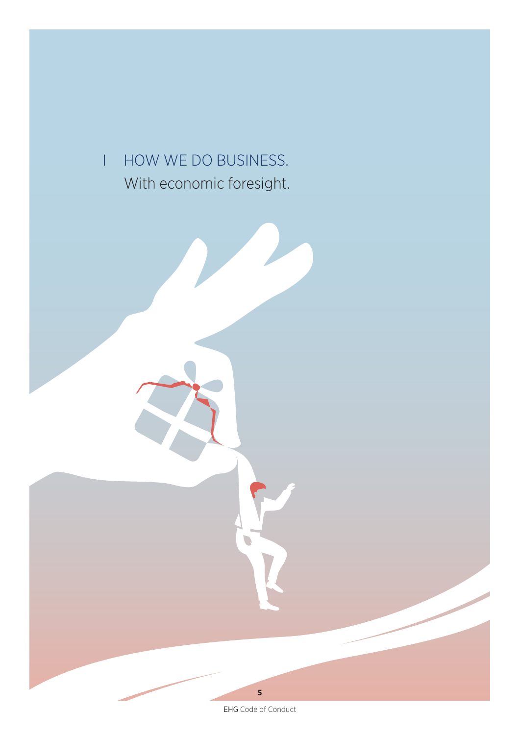# I HOW WE DO BUSINESS.

With economic foresight.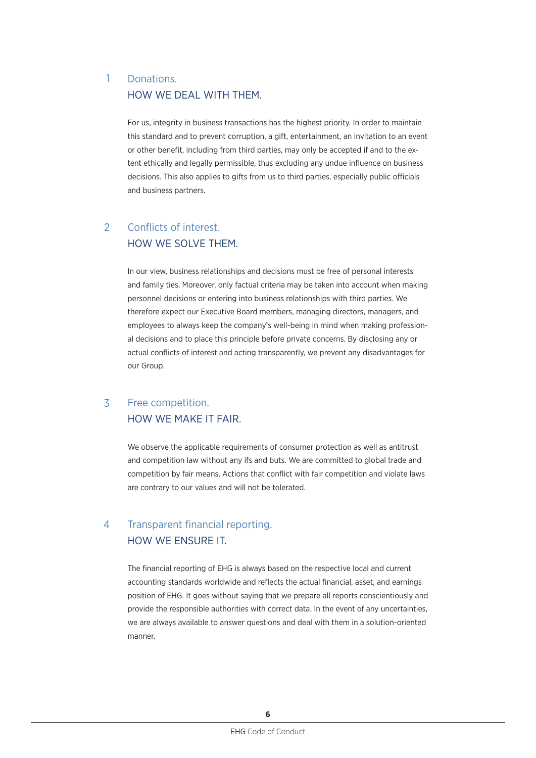## 1 Donations.
### HOW WE DEAL WITH THEM.

For us, integrity in business transactions has the highest priority. In order to maintain this standard and to prevent corruption, a gift, entertainment, an invitation to an event or other benefit, including from third parties, may only be accepted if and to the extent ethically and legally permissible, thus excluding any undue influence on business decisions. This also applies to gifts from us to third parties, especially public officials and business partners.

## 2 Conflicts of interest.
### HOW WE SOLVE THEM.

In our view, business relationships and decisions must be free of personal interests and family ties. Moreover, only factual criteria may be taken into account when making personnel decisions or entering into business relationships with third parties. We therefore expect our Executive Board members, managing directors, managers, and employees to always keep the company's well-being in mind when making professional decisions and to place this principle before private concerns. By disclosing any or actual conflicts of interest and acting transparently, we prevent any disadvantages for our Group.

## 3 Free competition.
### HOW WE MAKE IT FAIR.

We observe the applicable requirements of consumer protection as well as antitrust and competition law without any ifs and buts. We are committed to global trade and competition by fair means. Actions that conflict with fair competition and violate laws are contrary to our values and will not be tolerated.

## 4 Transparent financial reporting.
### HOW WE ENSURE IT.

The financial reporting of EHG is always based on the respective local and current accounting standards worldwide and reflects the actual financial, asset, and earnings position of EHG. It goes without saying that we prepare all reports conscientiously and provide the responsible authorities with correct data. In the event of any uncertainties, we are always available to answer questions and deal with them in a solution-oriented manner.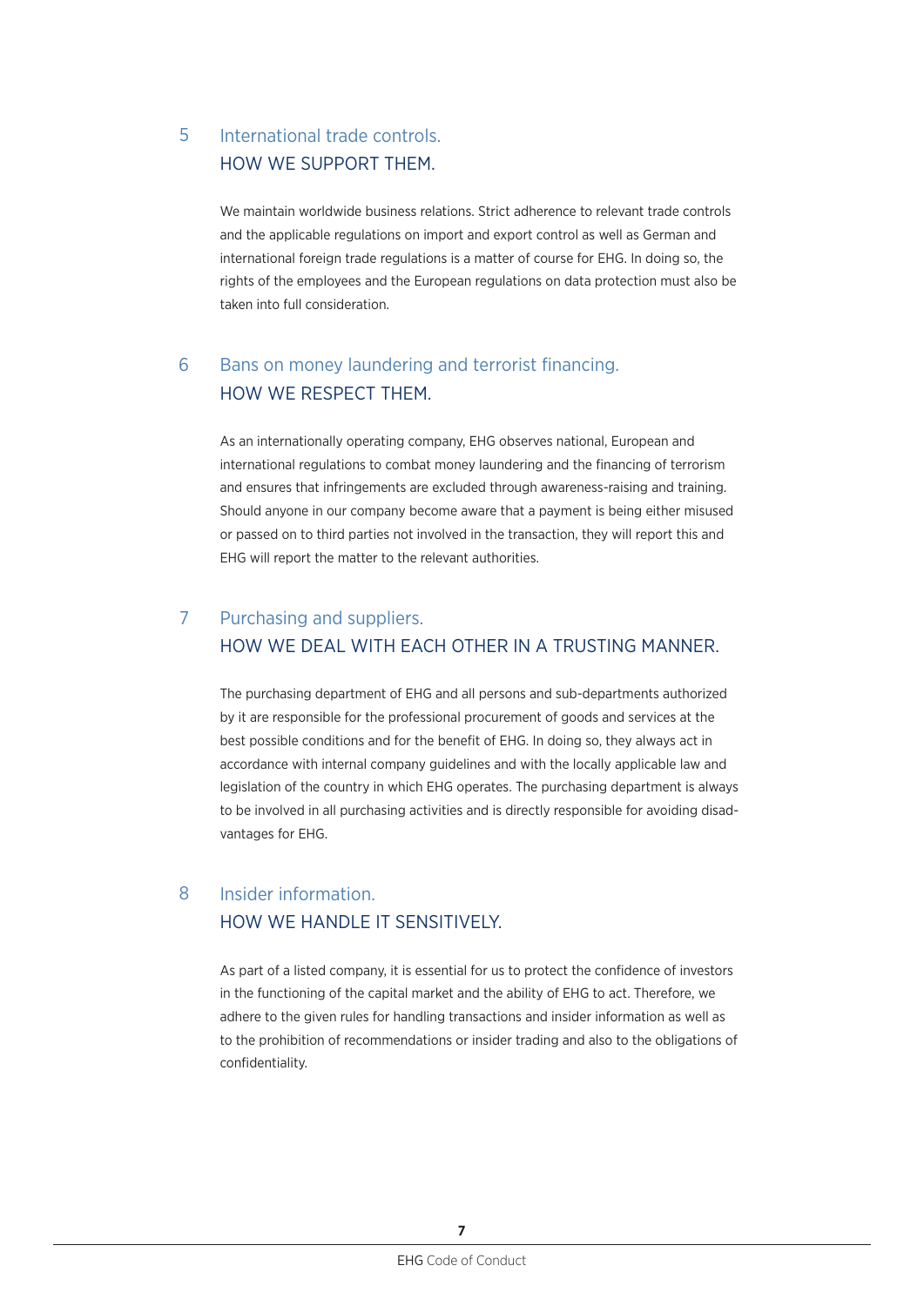## 5 International trade controls.
## HOW WE SUPPORT THEM.

We maintain worldwide business relations. Strict adherence to relevant trade controls and the applicable regulations on import and export control as well as German and international foreign trade regulations is a matter of course for EHG. In doing so, the rights of the employees and the European regulations on data protection must also be taken into full consideration.

## 6 Bans on money laundering and terrorist financing.
## HOW WE RESPECT THEM.

As an internationally operating company, EHG observes national, European and international regulations to combat money laundering and the financing of terrorism and ensures that infringements are excluded through awareness-raising and training. Should anyone in our company become aware that a payment is being either misused or passed on to third parties not involved in the transaction, they will report this and EHG will report the matter to the relevant authorities.

## 7 Purchasing and suppliers.
## HOW WE DEAL WITH EACH OTHER IN A TRUSTING MANNER.

The purchasing department of EHG and all persons and sub-departments authorized by it are responsible for the professional procurement of goods and services at the best possible conditions and for the benefit of EHG. In doing so, they always act in accordance with internal company guidelines and with the locally applicable law and legislation of the country in which EHG operates. The purchasing department is always to be involved in all purchasing activities and is directly responsible for avoiding disadvantages for EHG.

## 8 Insider information.
## HOW WE HANDLE IT SENSITIVELY.

As part of a listed company, it is essential for us to protect the confidence of investors in the functioning of the capital market and the ability of EHG to act. Therefore, we adhere to the given rules for handling transactions and insider information as well as to the prohibition of recommendations or insider trading and also to the obligations of confidentiality.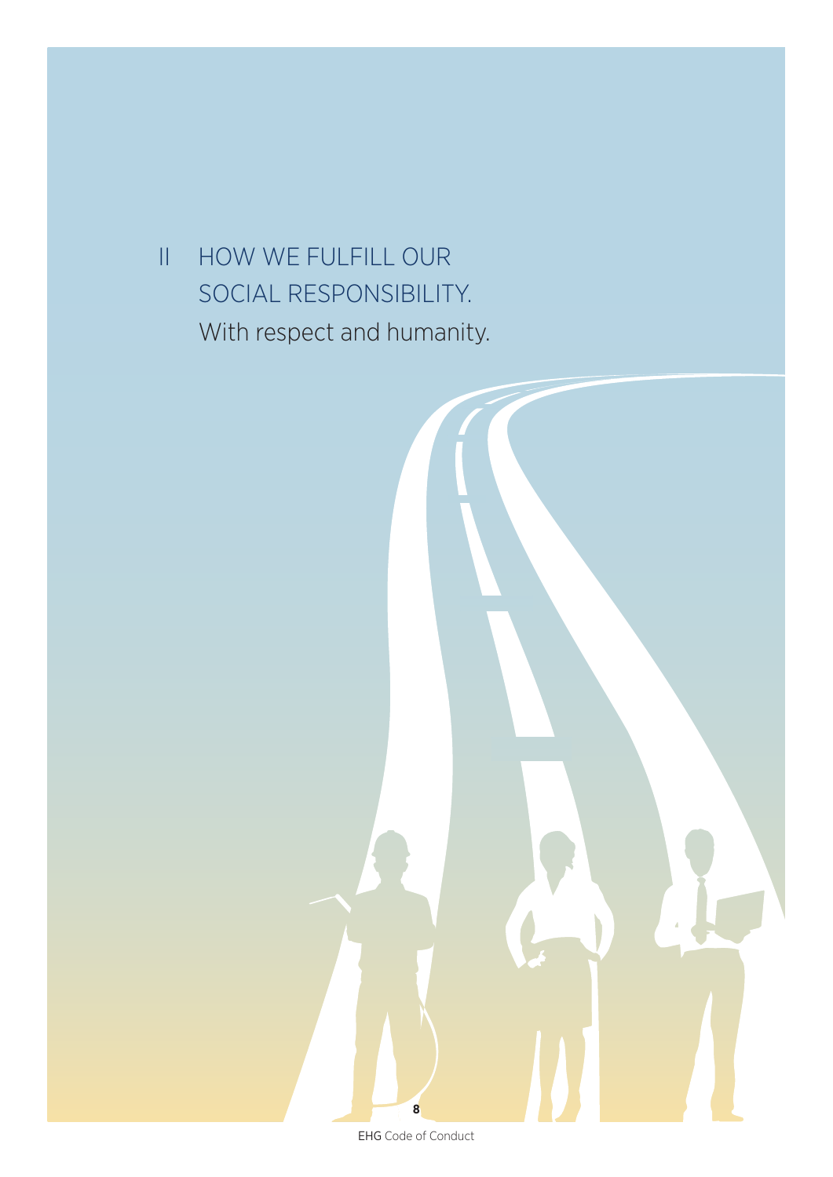# II HOW WE FULFILL OUR SOCIAL RESPONSIBILITY.

With respect and humanity.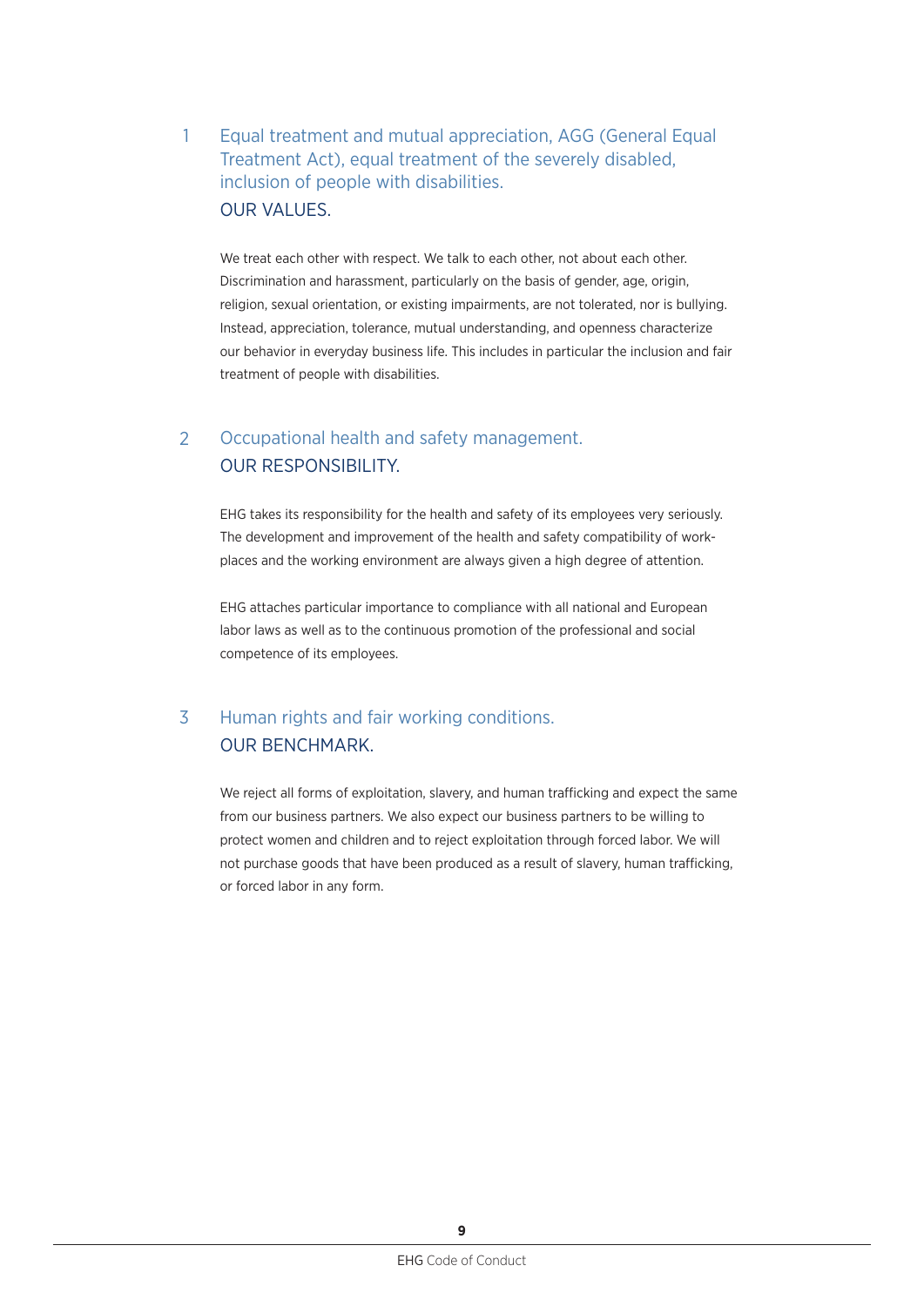## 1 Equal treatment and mutual appreciation, AGG (General Equal Treatment Act), equal treatment of the severely disabled, inclusion of people with disabilities.

### OUR VALUES.

We treat each other with respect. We talk to each other, not about each other. Discrimination and harassment, particularly on the basis of gender, age, origin, religion, sexual orientation, or existing impairments, are not tolerated, nor is bullying. Instead, appreciation, tolerance, mutual understanding, and openness characterize our behavior in everyday business life. This includes in particular the inclusion and fair treatment of people with disabilities.

## 2 Occupational health and safety management.

### OUR RESPONSIBILITY.

EHG takes its responsibility for the health and safety of its employees very seriously. The development and improvement of the health and safety compatibility of work-places and the working environment are always given a high degree of attention.

EHG attaches particular importance to compliance with all national and European labor laws as well as to the continuous promotion of the professional and social competence of its employees.

## 3 Human rights and fair working conditions.

### OUR BENCHMARK.

We reject all forms of exploitation, slavery, and human trafficking and expect the same from our business partners. We also expect our business partners to be willing to protect women and children and to reject exploitation through forced labor. We will not purchase goods that have been produced as a result of slavery, human trafficking, or forced labor in any form.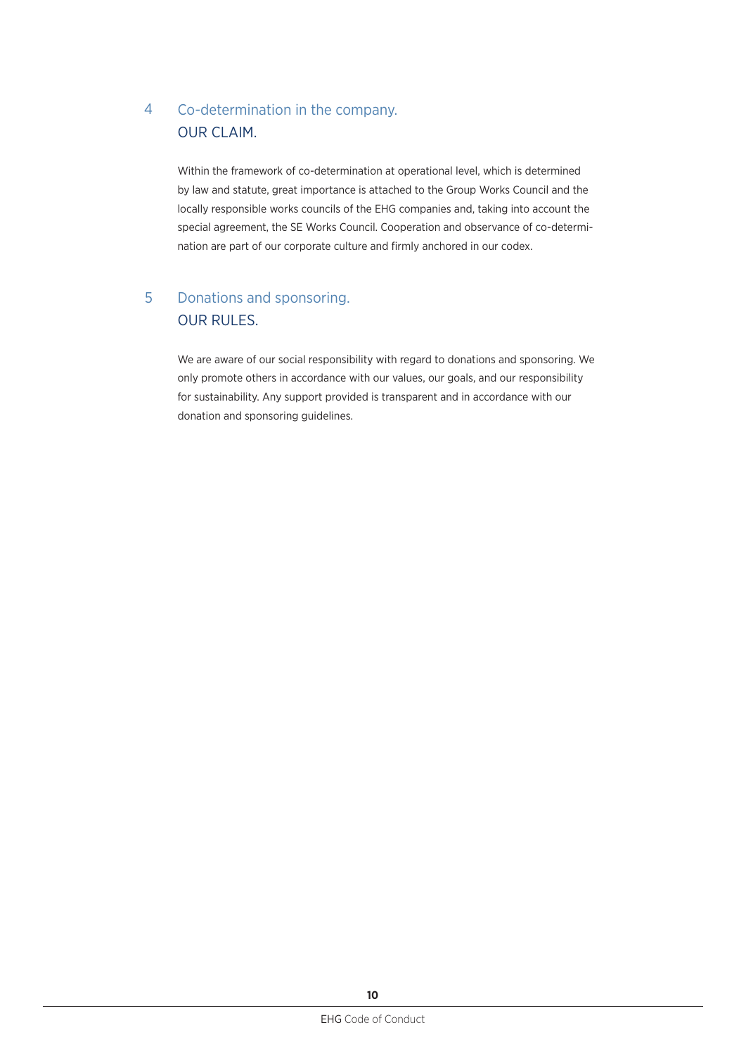## 4 Co-determination in the company.

### OUR CLAIM.

Within the framework of co-determination at operational level, which is determined by law and statute, great importance is attached to the Group Works Council and the locally responsible works councils of the EHG companies and, taking into account the special agreement, the SE Works Council. Cooperation and observance of co-determination are part of our corporate culture and firmly anchored in our codex.

## 5 Donations and sponsoring.

### OUR RULES.

We are aware of our social responsibility with regard to donations and sponsoring. We only promote others in accordance with our values, our goals, and our responsibility for sustainability. Any support provided is transparent and in accordance with our donation and sponsoring guidelines.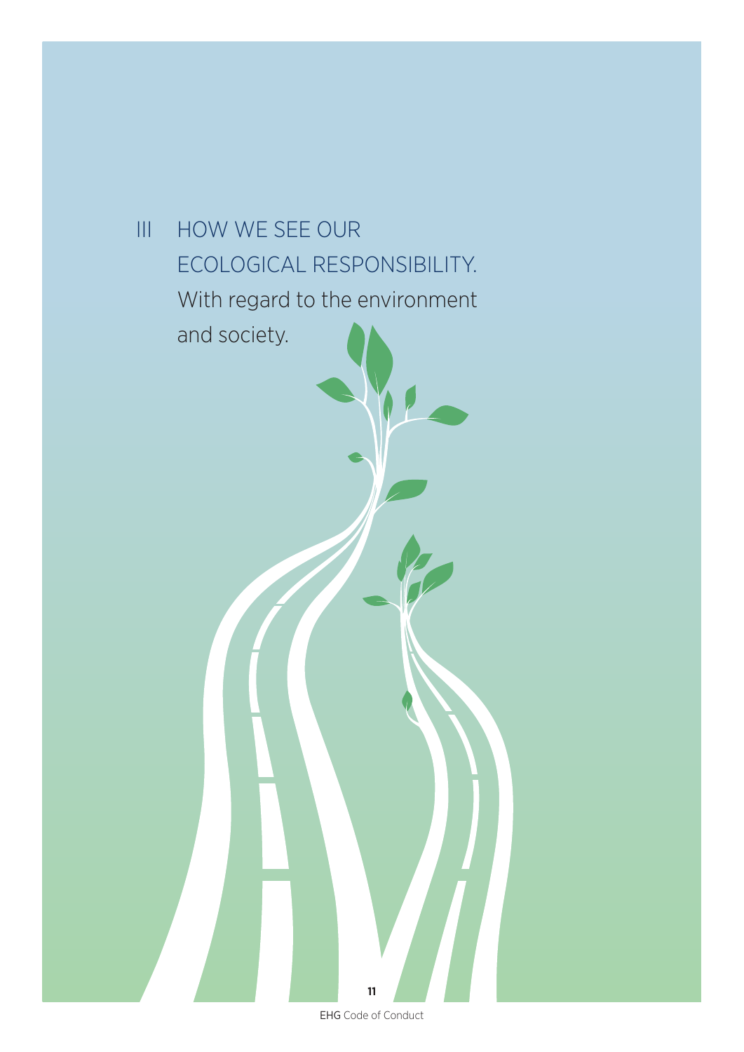# III HOW WE SEE OUR ECOLOGICAL RESPONSIBILITY.

With regard to the environment and society.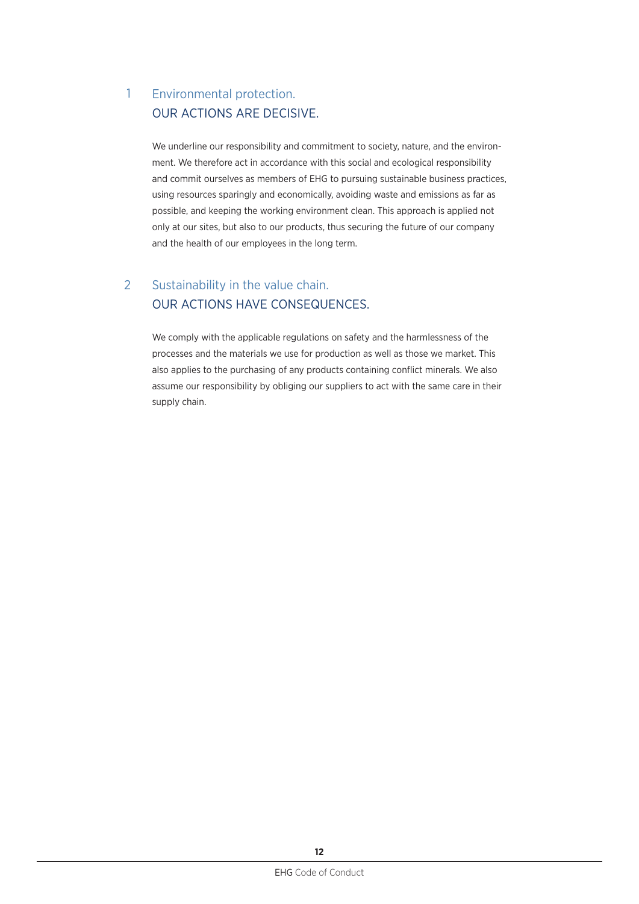## 1 Environmental protection. OUR ACTIONS ARE DECISIVE.

We underline our responsibility and commitment to society, nature, and the environment. We therefore act in accordance with this social and ecological responsibility and commit ourselves as members of EHG to pursuing sustainable business practices, using resources sparingly and economically, avoiding waste and emissions as far as possible, and keeping the working environment clean. This approach is applied not only at our sites, but also to our products, thus securing the future of our company and the health of our employees in the long term.

## 2 Sustainability in the value chain. OUR ACTIONS HAVE CONSEQUENCES.

We comply with the applicable regulations on safety and the harmlessness of the processes and the materials we use for production as well as those we market. This also applies to the purchasing of any products containing conflict minerals. We also assume our responsibility by obliging our suppliers to act with the same care in their supply chain.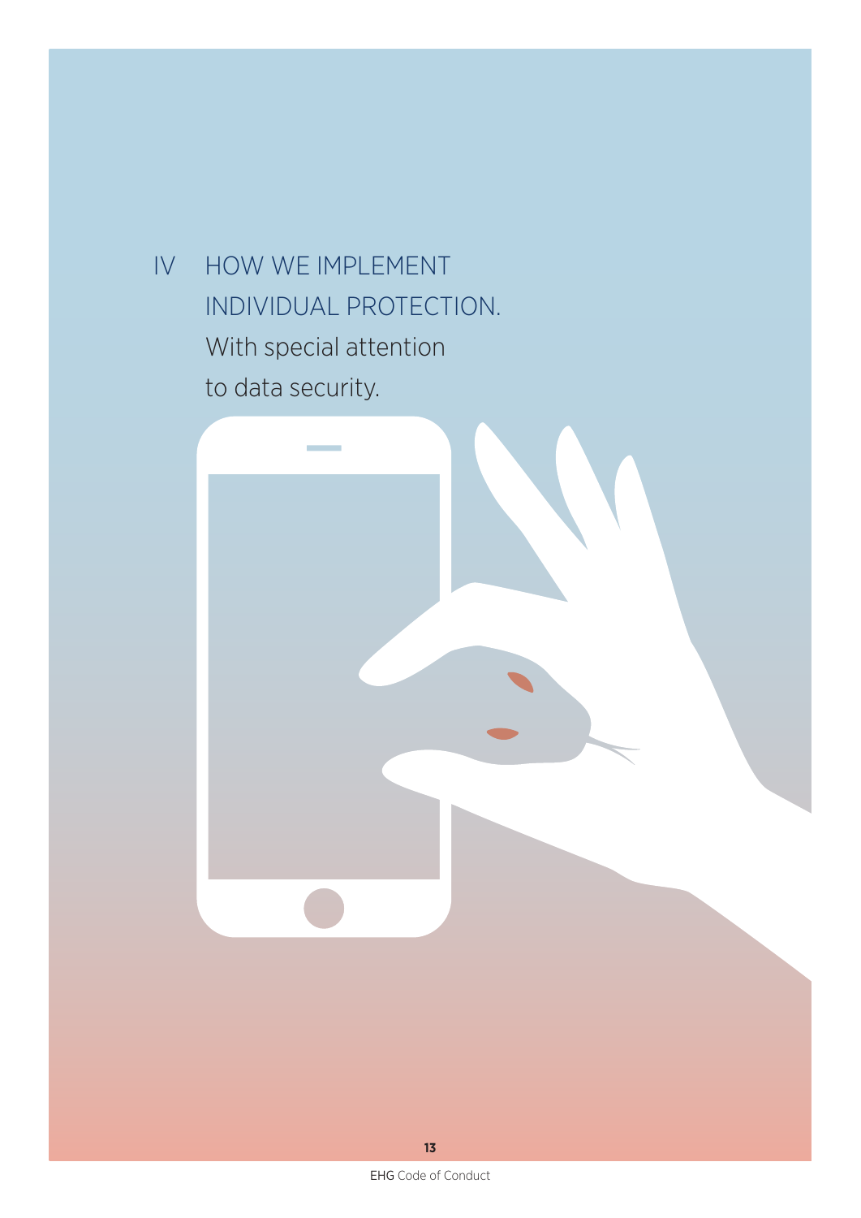# IV HOW WE IMPLEMENT INDIVIDUAL PROTECTION.

With special attention to data security.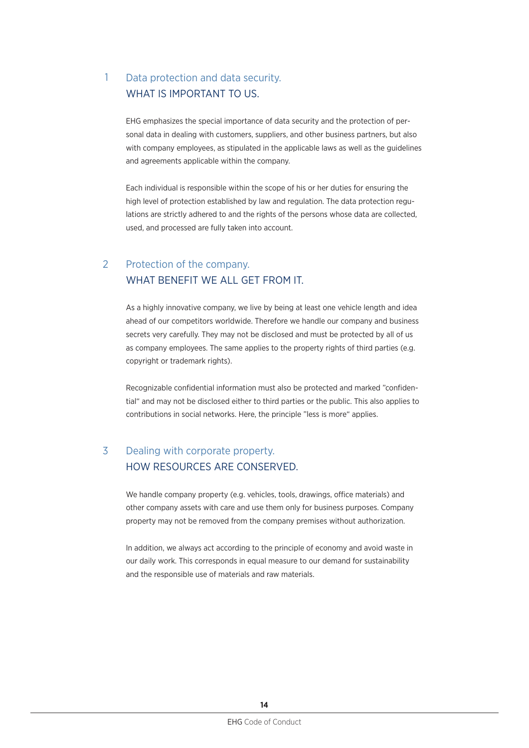## 1 Data protection and data security.
## WHAT IS IMPORTANT TO US.

EHG emphasizes the special importance of data security and the protection of personal data in dealing with customers, suppliers, and other business partners, but also with company employees, as stipulated in the applicable laws as well as the guidelines and agreements applicable within the company.

Each individual is responsible within the scope of his or her duties for ensuring the high level of protection established by law and regulation. The data protection regulations are strictly adhered to and the rights of the persons whose data are collected, used, and processed are fully taken into account.

## 2 Protection of the company.
## WHAT BENEFIT WE ALL GET FROM IT.

As a highly innovative company, we live by being at least one vehicle length and idea ahead of our competitors worldwide. Therefore we handle our company and business secrets very carefully. They may not be disclosed and must be protected by all of us as company employees. The same applies to the property rights of third parties (e.g. copyright or trademark rights).

Recognizable confidential information must also be protected and marked "confidential" and may not be disclosed either to third parties or the public. This also applies to contributions in social networks. Here, the principle "less is more" applies.

## 3 Dealing with corporate property.
## HOW RESOURCES ARE CONSERVED.

We handle company property (e.g. vehicles, tools, drawings, office materials) and other company assets with care and use them only for business purposes. Company property may not be removed from the company premises without authorization.

In addition, we always act according to the principle of economy and avoid waste in our daily work. This corresponds in equal measure to our demand for sustainability and the responsible use of materials and raw materials.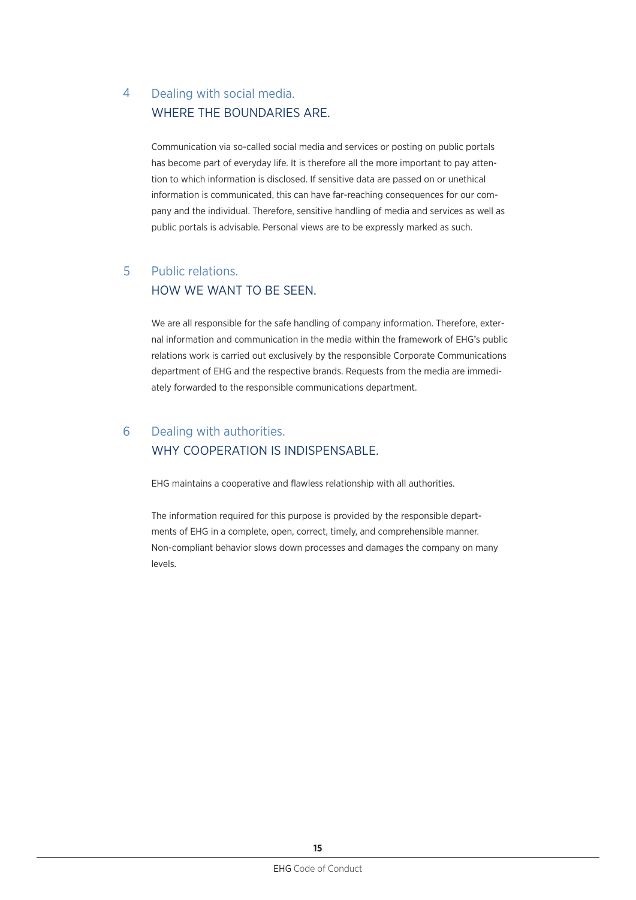## 4 Dealing with social media.
## WHERE THE BOUNDARIES ARE.

Communication via so-called social media and services or posting on public portals has become part of everyday life. It is therefore all the more important to pay attention to which information is disclosed. If sensitive data are passed on or unethical information is communicated, this can have far-reaching consequences for our company and the individual. Therefore, sensitive handling of media and services as well as public portals is advisable. Personal views are to be expressly marked as such.

## 5 Public relations.
## HOW WE WANT TO BE SEEN.

We are all responsible for the safe handling of company information. Therefore, external information and communication in the media within the framework of EHG's public relations work is carried out exclusively by the responsible Corporate Communications department of EHG and the respective brands. Requests from the media are immediately forwarded to the responsible communications department.

## 6 Dealing with authorities.
## WHY COOPERATION IS INDISPENSABLE.

EHG maintains a cooperative and flawless relationship with all authorities.

The information required for this purpose is provided by the responsible departments of EHG in a complete, open, correct, timely, and comprehensible manner. Non-compliant behavior slows down processes and damages the company on many levels.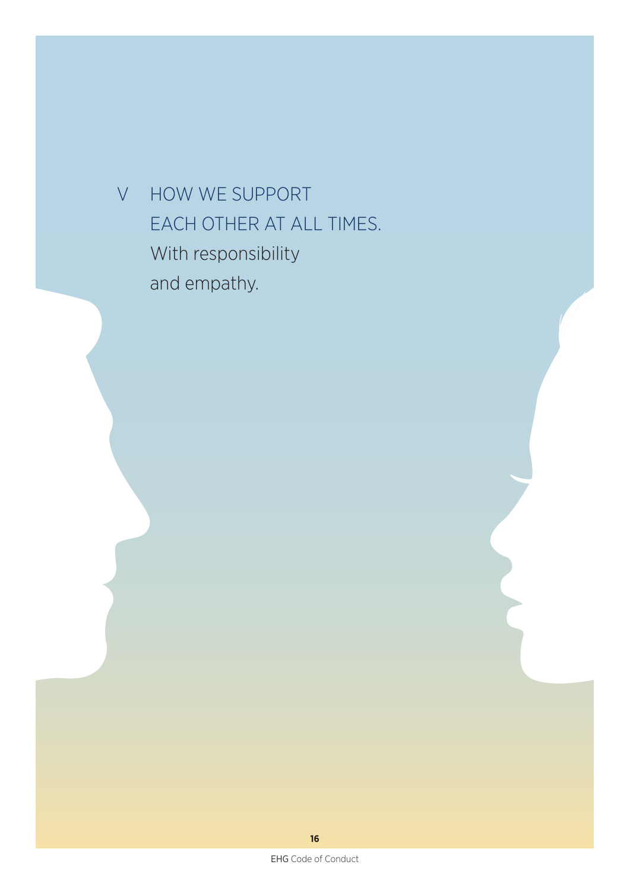# V HOW WE SUPPORT EACH OTHER AT ALL TIMES.

With responsibility and empathy.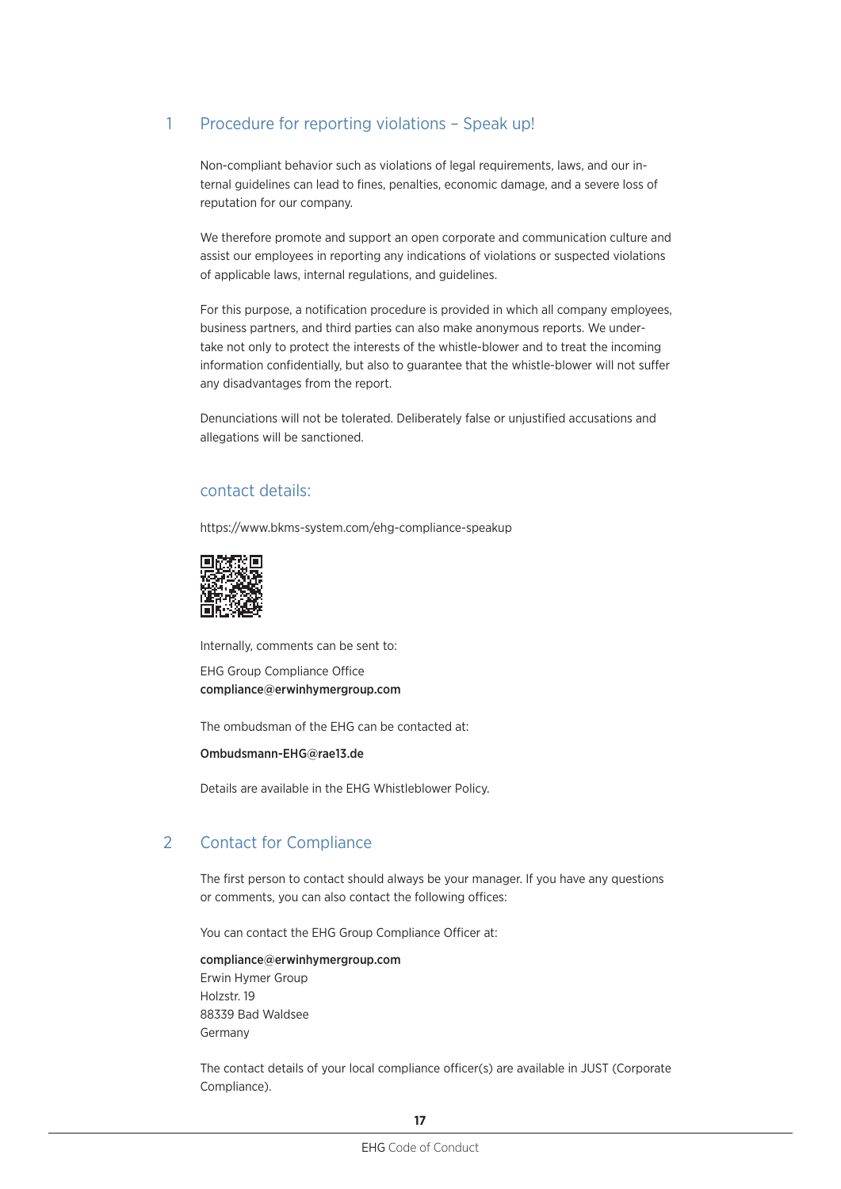## 1 Procedure for reporting violations – Speak up!

Non-compliant behavior such as violations of legal requirements, laws, and our internal guidelines can lead to fines, penalties, economic damage, and a severe loss of reputation for our company.

We therefore promote and support an open corporate and communication culture and assist our employees in reporting any indications of violations or suspected violations of applicable laws, internal regulations, and guidelines.

For this purpose, a notification procedure is provided in which all company employees, business partners, and third parties can also make anonymous reports. We undertake not only to protect the interests of the whistle-blower and to treat the incoming information confidentially, but also to guarantee that the whistle-blower will not suffer any disadvantages from the report.

Denunciations will not be tolerated. Deliberately false or unjustified accusations and allegations will be sanctioned.

### contact details:

https://www.bkms-system.com/ehg-compliance-speakup

Internally, comments can be sent to:

EHG Group Compliance Office
**compliance@erwinhymergroup.com**

The ombudsman of the EHG can be contacted at:

**Ombudsmann-EHG@rae13.de**

Details are available in the EHG Whistleblower Policy.

## 2 Contact for Compliance

The first person to contact should always be your manager. If you have any questions or comments, you can also contact the following offices:

You can contact the EHG Group Compliance Officer at:

**compliance@erwinhymergroup.com**
Erwin Hymer Group
Holzstr. 19
88339 Bad Waldsee
Germany

The contact details of your local compliance officer(s) are available in JUST (Corporate Compliance).